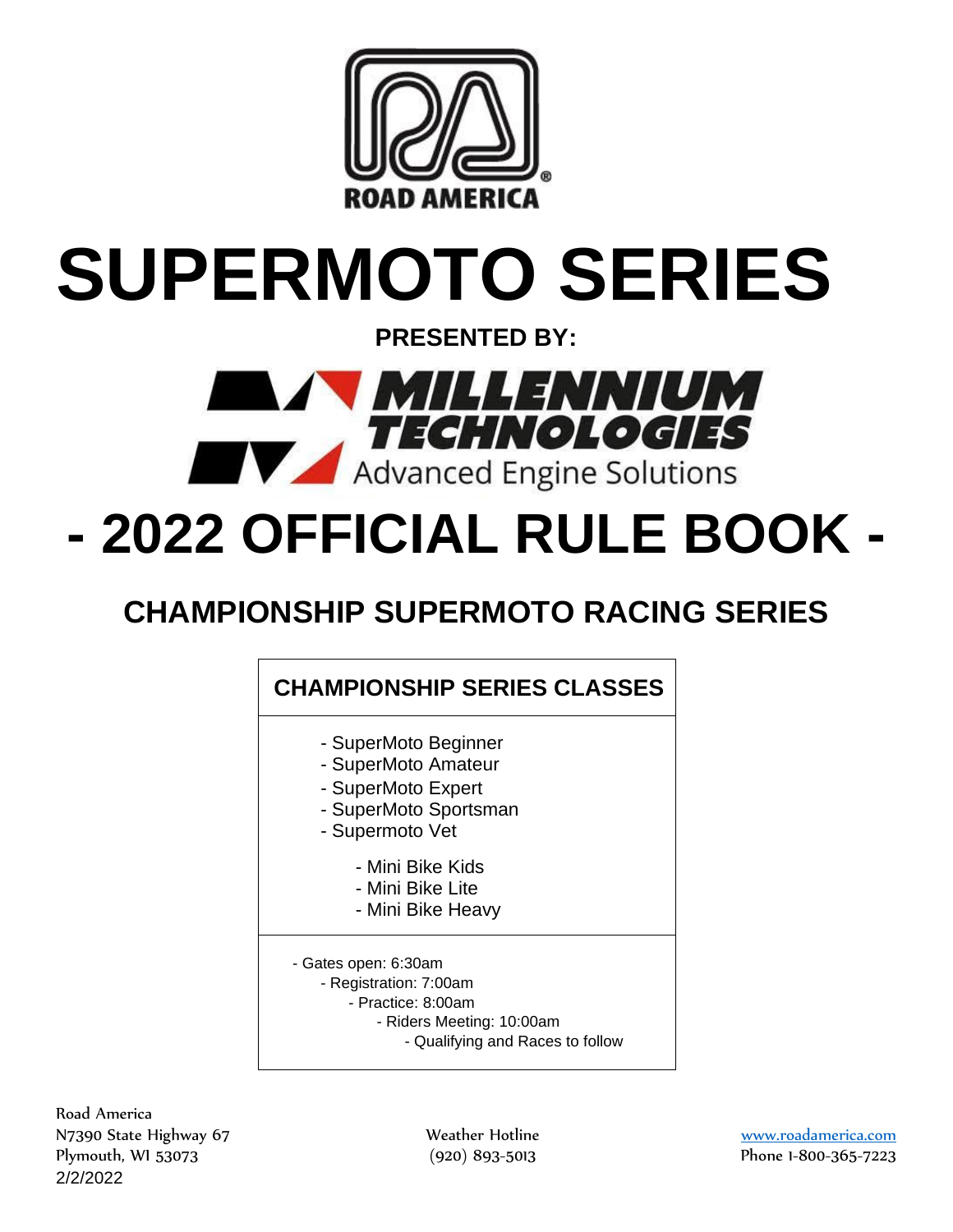ROAD AMERICA

# SUPERMOTO SERIES

**PRESENTED BY:**

MILLENNIUM TECHNOLOGIES

Advanced Engine Solutions

# - 2022 OFFICIAL RULE BOOK -

## CHAMPIONSHIP SUPERMOTO RACING SERIES

### CHAMPIONSHIP SERIES CLASSES

- SuperMoto Beginner
- SuperMoto Amateur
- SuperMoto Expert
- SuperMoto Sportsman
- Supermoto Vet

- Mini Bike Kids
- Mini Bike Lite
- Mini Bike Heavy

- Gates open: 6:30am
- Registration: 7:00am
- Practice: 8:00am
- Riders Meeting: 10:00am
- Qualifying and Races to follow

Road America
N7390 State Highway 67
Plymouth, WI 53073
2/2/2022

Weather Hotline
(920) 893-5013

www.roadamerica.com
Phone 1-800-365-7223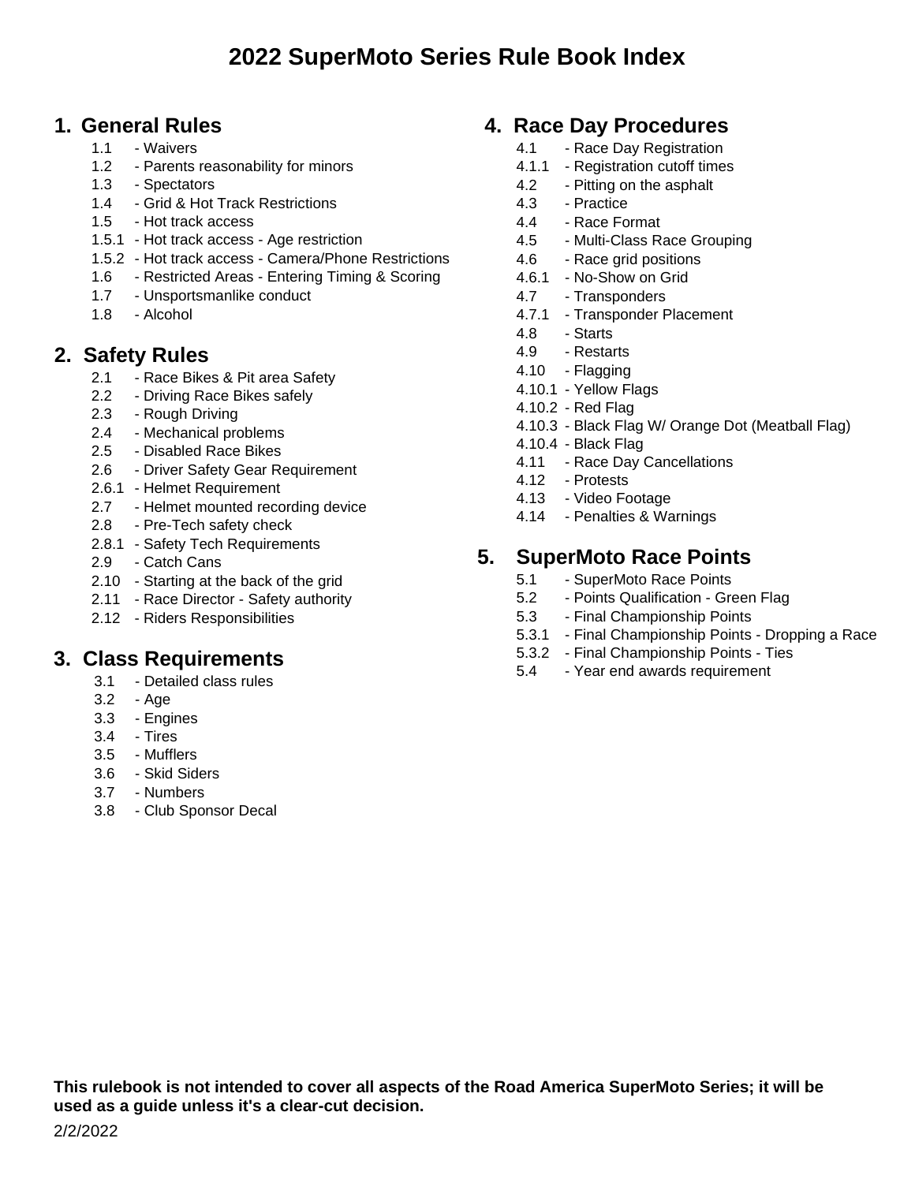# 2022 SuperMoto Series Rule Book Index

## 1. General Rules

- 1.1 - Waivers
- 1.2 - Parents reasonability for minors
- 1.3 - Spectators
- 1.4 - Grid & Hot Track Restrictions
- 1.5 - Hot track access
- 1.5.1 - Hot track access - Age restriction
- 1.5.2 - Hot track access - Camera/Phone Restrictions
- 1.6 - Restricted Areas - Entering Timing & Scoring
- 1.7 - Unsportsmanlike conduct
- 1.8 - Alcohol

## 2. Safety Rules

- 2.1 - Race Bikes & Pit area Safety
- 2.2 - Driving Race Bikes safely
- 2.3 - Rough Driving
- 2.4 - Mechanical problems
- 2.5 - Disabled Race Bikes
- 2.6 - Driver Safety Gear Requirement
- 2.6.1 - Helmet Requirement
- 2.7 - Helmet mounted recording device
- 2.8 - Pre-Tech safety check
- 2.8.1 - Safety Tech Requirements
- 2.9 - Catch Cans
- 2.10 - Starting at the back of the grid
- 2.11 - Race Director - Safety authority
- 2.12 - Riders Responsibilities

## 3. Class Requirements

- 3.1 - Detailed class rules
- 3.2 - Age
- 3.3 - Engines
- 3.4 - Tires
- 3.5 - Mufflers
- 3.6 - Skid Siders
- 3.7 - Numbers
- 3.8 - Club Sponsor Decal

## 4. Race Day Procedures

- 4.1 - Race Day Registration
- 4.1.1 - Registration cutoff times
- 4.2 - Pitting on the asphalt
- 4.3 - Practice
- 4.4 - Race Format
- 4.5 - Multi-Class Race Grouping
- 4.6 - Race grid positions
- 4.6.1 - No-Show on Grid
- 4.7 - Transponders
- 4.7.1 - Transponder Placement
- 4.8 - Starts
- 4.9 - Restarts
- 4.10 - Flagging
- 4.10.1 - Yellow Flags
- 4.10.2 - Red Flag
- 4.10.3 - Black Flag W/ Orange Dot (Meatball Flag)
- 4.10.4 - Black Flag
- 4.11 - Race Day Cancellations
- 4.12 - Protests
- 4.13 - Video Footage
- 4.14 - Penalties & Warnings

## 5. SuperMoto Race Points

- 5.1 - SuperMoto Race Points
- 5.2 - Points Qualification - Green Flag
- 5.3 - Final Championship Points
- 5.3.1 - Final Championship Points - Dropping a Race
- 5.3.2 - Final Championship Points - Ties
- 5.4 - Year end awards requirement

**This rulebook is not intended to cover all aspects of the Road America SuperMoto Series; it will be used as a guide unless it's a clear-cut decision.**

2/2/2022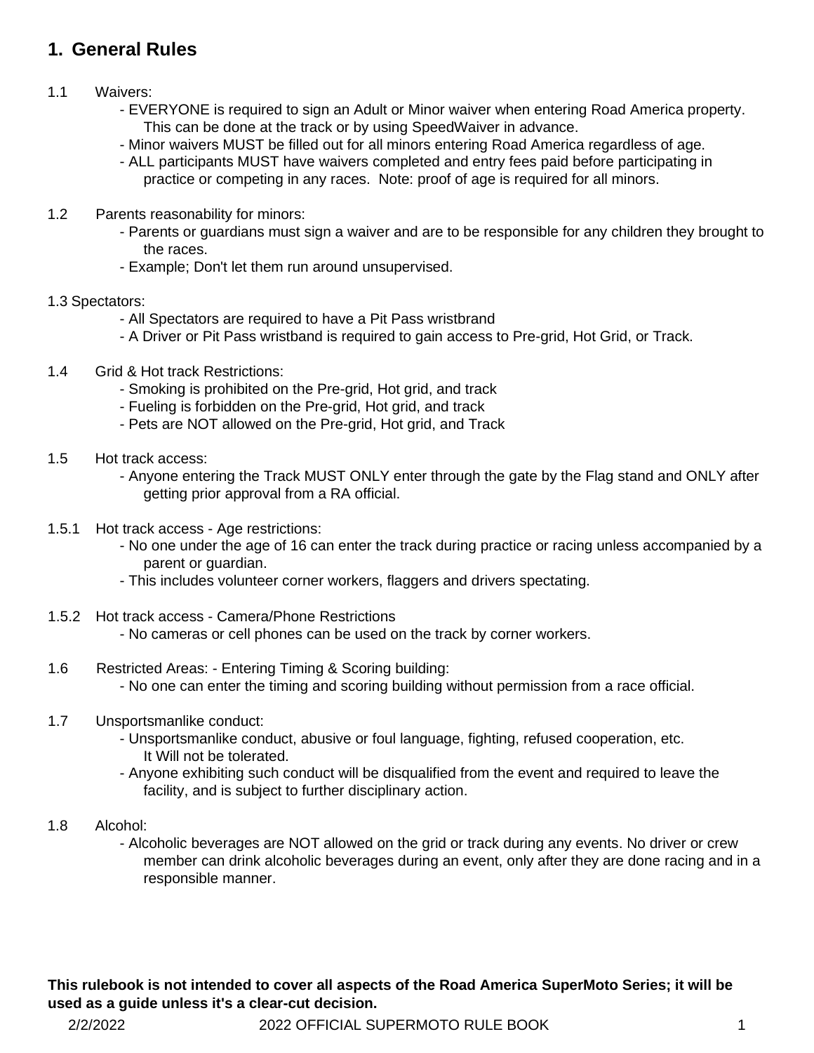## 1. General Rules

1.1 Waivers:

- EVERYONE is required to sign an Adult or Minor waiver when entering Road America property. This can be done at the track or by using SpeedWaiver in advance.
- Minor waivers MUST be filled out for all minors entering Road America regardless of age.
- ALL participants MUST have waivers completed and entry fees paid before participating in practice or competing in any races. Note: proof of age is required for all minors.

1.2 Parents reasonability for minors:

- Parents or guardians must sign a waiver and are to be responsible for any children they brought to the races.
- Example; Don't let them run around unsupervised.

1.3 Spectators:

- All Spectators are required to have a Pit Pass wristbrand
- A Driver or Pit Pass wristband is required to gain access to Pre-grid, Hot Grid, or Track.

1.4 Grid & Hot track Restrictions:

- Smoking is prohibited on the Pre-grid, Hot grid, and track
- Fueling is forbidden on the Pre-grid, Hot grid, and track
- Pets are NOT allowed on the Pre-grid, Hot grid, and Track

1.5 Hot track access:

- Anyone entering the Track MUST ONLY enter through the gate by the Flag stand and ONLY after getting prior approval from a RA official.

1.5.1 Hot track access - Age restrictions:

- No one under the age of 16 can enter the track during practice or racing unless accompanied by a parent or guardian.
- This includes volunteer corner workers, flaggers and drivers spectating.

1.5.2 Hot track access - Camera/Phone Restrictions

- No cameras or cell phones can be used on the track by corner workers.

1.6 Restricted Areas: - Entering Timing & Scoring building:

- No one can enter the timing and scoring building without permission from a race official.

1.7 Unsportsmanlike conduct:

- Unsportsmanlike conduct, abusive or foul language, fighting, refused cooperation, etc. It Will not be tolerated.
- Anyone exhibiting such conduct will be disqualified from the event and required to leave the facility, and is subject to further disciplinary action.

1.8 Alcohol:

- Alcoholic beverages are NOT allowed on the grid or track during any events. No driver or crew member can drink alcoholic beverages during an event, only after they are done racing and in a responsible manner.

**This rulebook is not intended to cover all aspects of the Road America SuperMoto Series; it will be used as a guide unless it's a clear-cut decision.**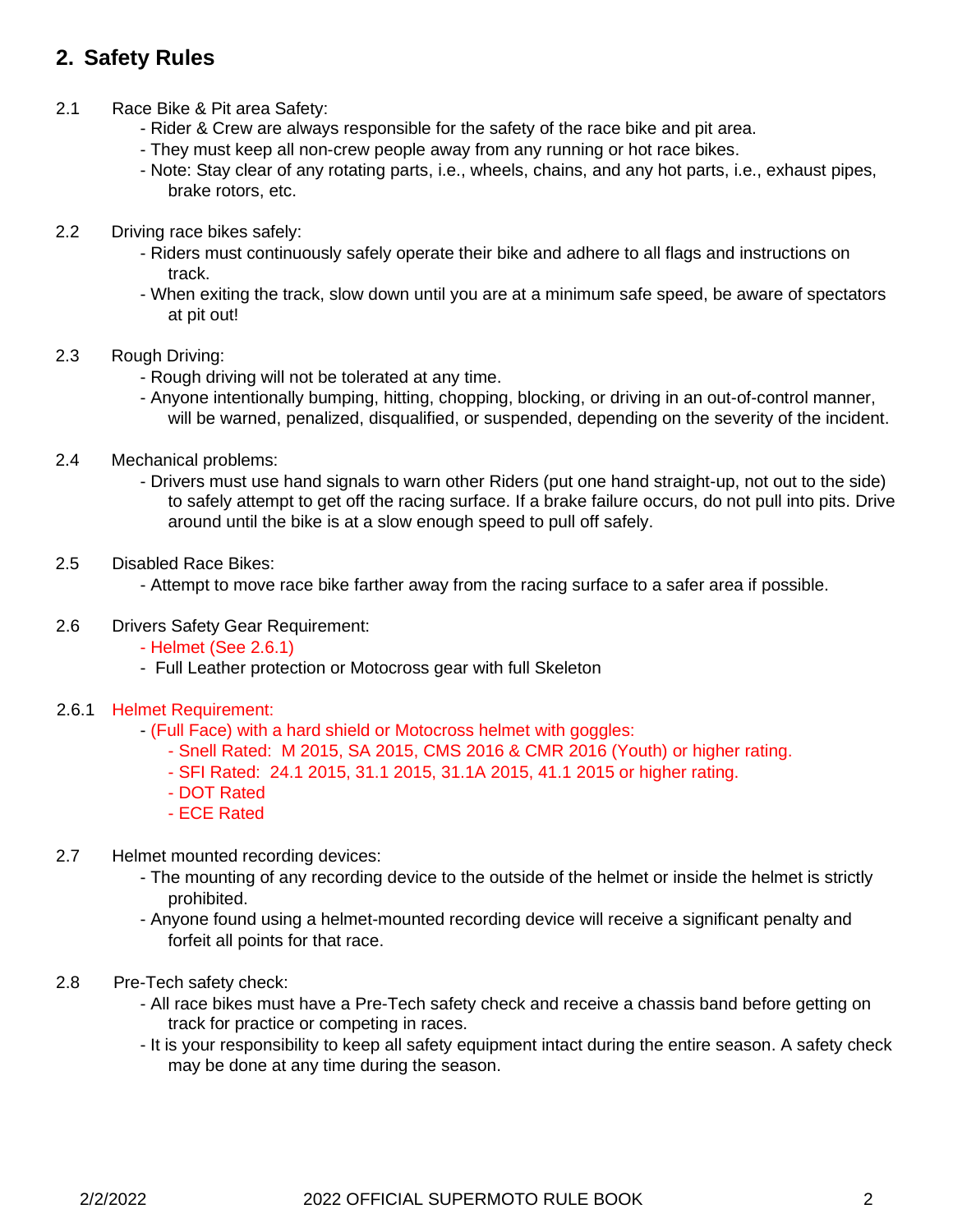## 2. Safety Rules

2.1 Race Bike & Pit area Safety:

- Rider & Crew are always responsible for the safety of the race bike and pit area.
- They must keep all non-crew people away from any running or hot race bikes.
- Note: Stay clear of any rotating parts, i.e., wheels, chains, and any hot parts, i.e., exhaust pipes, brake rotors, etc.

2.2 Driving race bikes safely:

- Riders must continuously safely operate their bike and adhere to all flags and instructions on track.
- When exiting the track, slow down until you are at a minimum safe speed, be aware of spectators at pit out!

2.3 Rough Driving:

- Rough driving will not be tolerated at any time.
- Anyone intentionally bumping, hitting, chopping, blocking, or driving in an out-of-control manner, will be warned, penalized, disqualified, or suspended, depending on the severity of the incident.

2.4 Mechanical problems:

- Drivers must use hand signals to warn other Riders (put one hand straight-up, not out to the side) to safely attempt to get off the racing surface. If a brake failure occurs, do not pull into pits. Drive around until the bike is at a slow enough speed to pull off safely.

2.5 Disabled Race Bikes:

- Attempt to move race bike farther away from the racing surface to a safer area if possible.

2.6 Drivers Safety Gear Requirement:

- Helmet (See 2.6.1)
- Full Leather protection or Motocross gear with full Skeleton

2.6.1 Helmet Requirement:

- (Full Face) with a hard shield or Motocross helmet with goggles:
  - Snell Rated: M 2015, SA 2015, CMS 2016 & CMR 2016 (Youth) or higher rating.
  - SFI Rated: 24.1 2015, 31.1 2015, 31.1A 2015, 41.1 2015 or higher rating.
  - DOT Rated
  - ECE Rated

2.7 Helmet mounted recording devices:

- The mounting of any recording device to the outside of the helmet or inside the helmet is strictly prohibited.
- Anyone found using a helmet-mounted recording device will receive a significant penalty and forfeit all points for that race.

2.8 Pre-Tech safety check:

- All race bikes must have a Pre-Tech safety check and receive a chassis band before getting on track for practice or competing in races.
- It is your responsibility to keep all safety equipment intact during the entire season. A safety check may be done at any time during the season.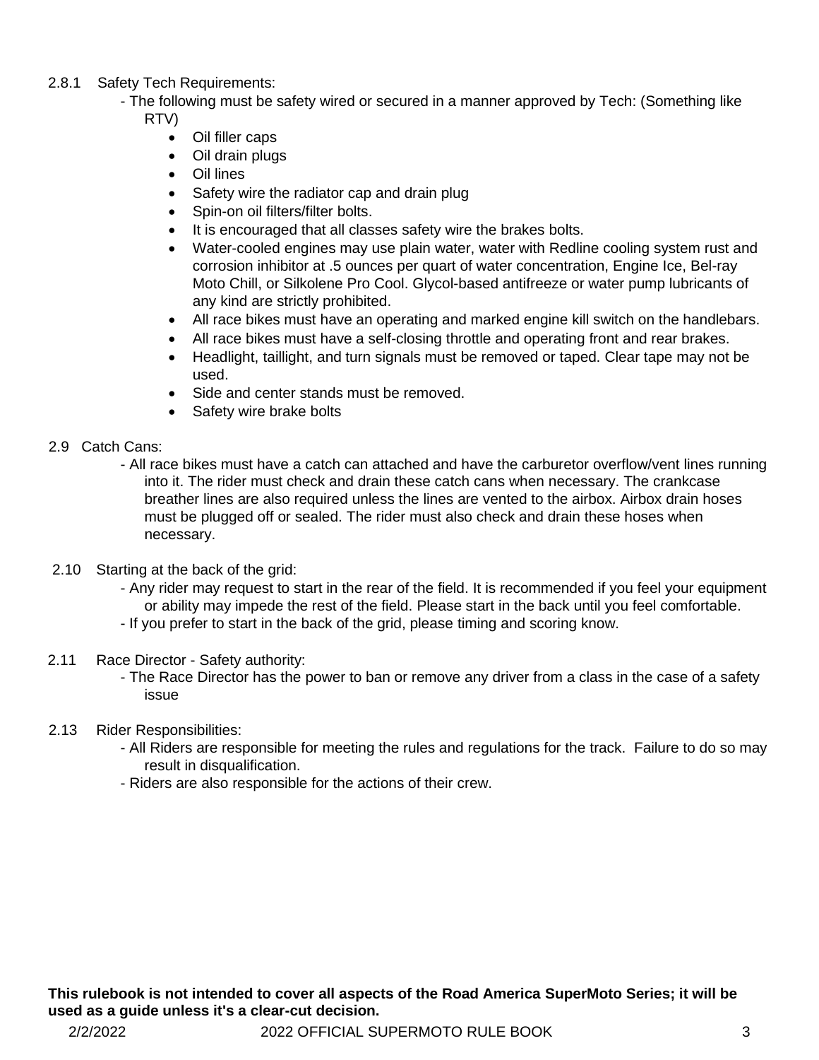2.8.1 Safety Tech Requirements:

- The following must be safety wired or secured in a manner approved by Tech: (Something like RTV)
  - Oil filler caps
  - Oil drain plugs
  - Oil lines
  - Safety wire the radiator cap and drain plug
  - Spin-on oil filters/filter bolts.
  - It is encouraged that all classes safety wire the brakes bolts.
  - Water-cooled engines may use plain water, water with Redline cooling system rust and corrosion inhibitor at .5 ounces per quart of water concentration, Engine Ice, Bel-ray Moto Chill, or Silkolene Pro Cool. Glycol-based antifreeze or water pump lubricants of any kind are strictly prohibited.
  - All race bikes must have an operating and marked engine kill switch on the handlebars.
  - All race bikes must have a self-closing throttle and operating front and rear brakes.
  - Headlight, taillight, and turn signals must be removed or taped. Clear tape may not be used.
  - Side and center stands must be removed.
  - Safety wire brake bolts

2.9 Catch Cans:

- All race bikes must have a catch can attached and have the carburetor overflow/vent lines running into it. The rider must check and drain these catch cans when necessary. The crankcase breather lines are also required unless the lines are vented to the airbox. Airbox drain hoses must be plugged off or sealed. The rider must also check and drain these hoses when necessary.

2.10 Starting at the back of the grid:

- Any rider may request to start in the rear of the field. It is recommended if you feel your equipment or ability may impede the rest of the field. Please start in the back until you feel comfortable.
- If you prefer to start in the back of the grid, please timing and scoring know.

2.11 Race Director - Safety authority:

- The Race Director has the power to ban or remove any driver from a class in the case of a safety issue

2.13 Rider Responsibilities:

- All Riders are responsible for meeting the rules and regulations for the track. Failure to do so may result in disqualification.
- Riders are also responsible for the actions of their crew.

**This rulebook is not intended to cover all aspects of the Road America SuperMoto Series; it will be used as a guide unless it's a clear-cut decision.**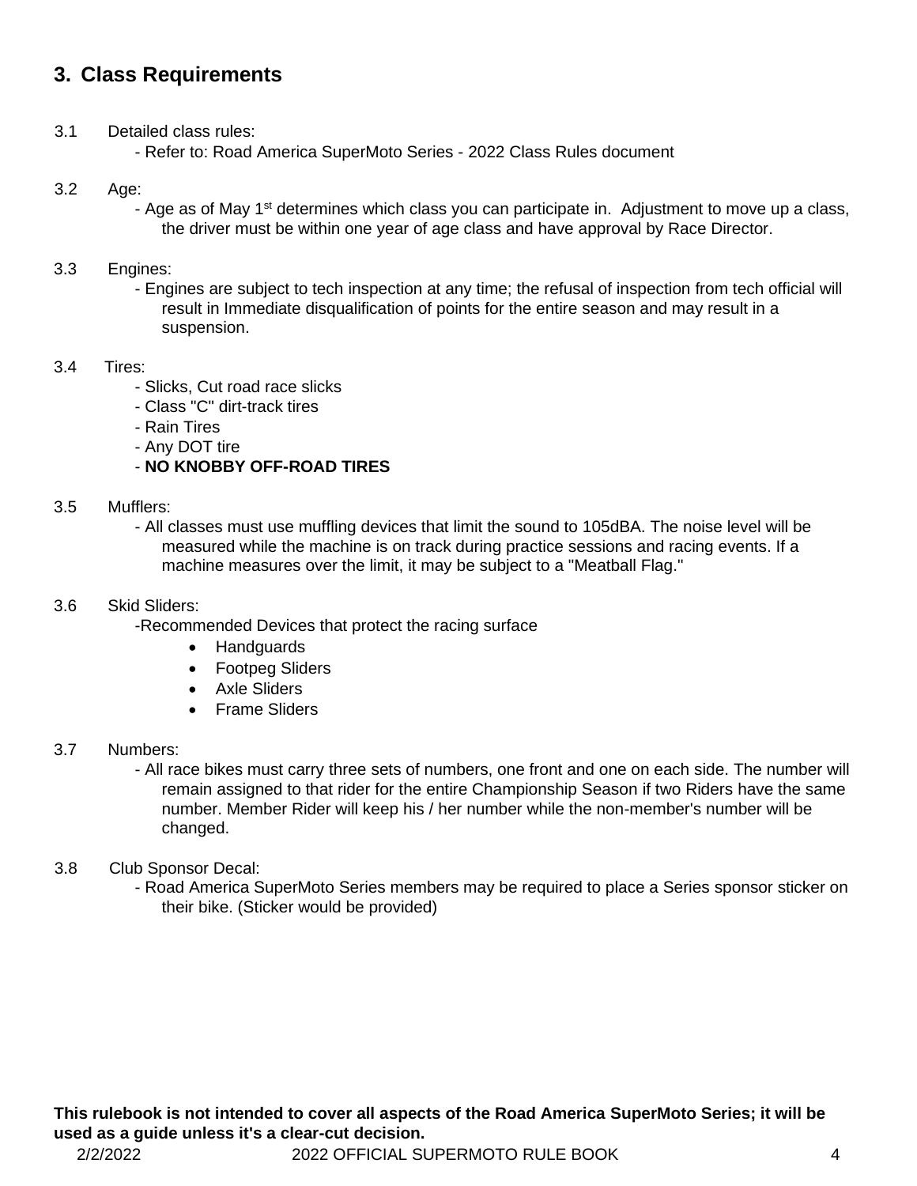## 3. Class Requirements

3.1 Detailed class rules:

- Refer to: Road America SuperMoto Series - 2022 Class Rules document

3.2 Age:

- Age as of May 1st determines which class you can participate in. Adjustment to move up a class, the driver must be within one year of age class and have approval by Race Director.

3.3 Engines:

- Engines are subject to tech inspection at any time; the refusal of inspection from tech official will result in Immediate disqualification of points for the entire season and may result in a suspension.

3.4 Tires:

- Slicks, Cut road race slicks
- Class "C" dirt-track tires
- Rain Tires
- Any DOT tire
- **NO KNOBBY OFF-ROAD TIRES**

3.5 Mufflers:

- All classes must use muffling devices that limit the sound to 105dBA. The noise level will be measured while the machine is on track during practice sessions and racing events. If a machine measures over the limit, it may be subject to a "Meatball Flag."

3.6 Skid Sliders:

-Recommended Devices that protect the racing surface

- Handguards
- Footpeg Sliders
- Axle Sliders
- Frame Sliders

3.7 Numbers:

- All race bikes must carry three sets of numbers, one front and one on each side. The number will remain assigned to that rider for the entire Championship Season if two Riders have the same number. Member Rider will keep his / her number while the non-member's number will be changed.

3.8 Club Sponsor Decal:

- Road America SuperMoto Series members may be required to place a Series sponsor sticker on their bike. (Sticker would be provided)

**This rulebook is not intended to cover all aspects of the Road America SuperMoto Series; it will be used as a guide unless it's a clear-cut decision.**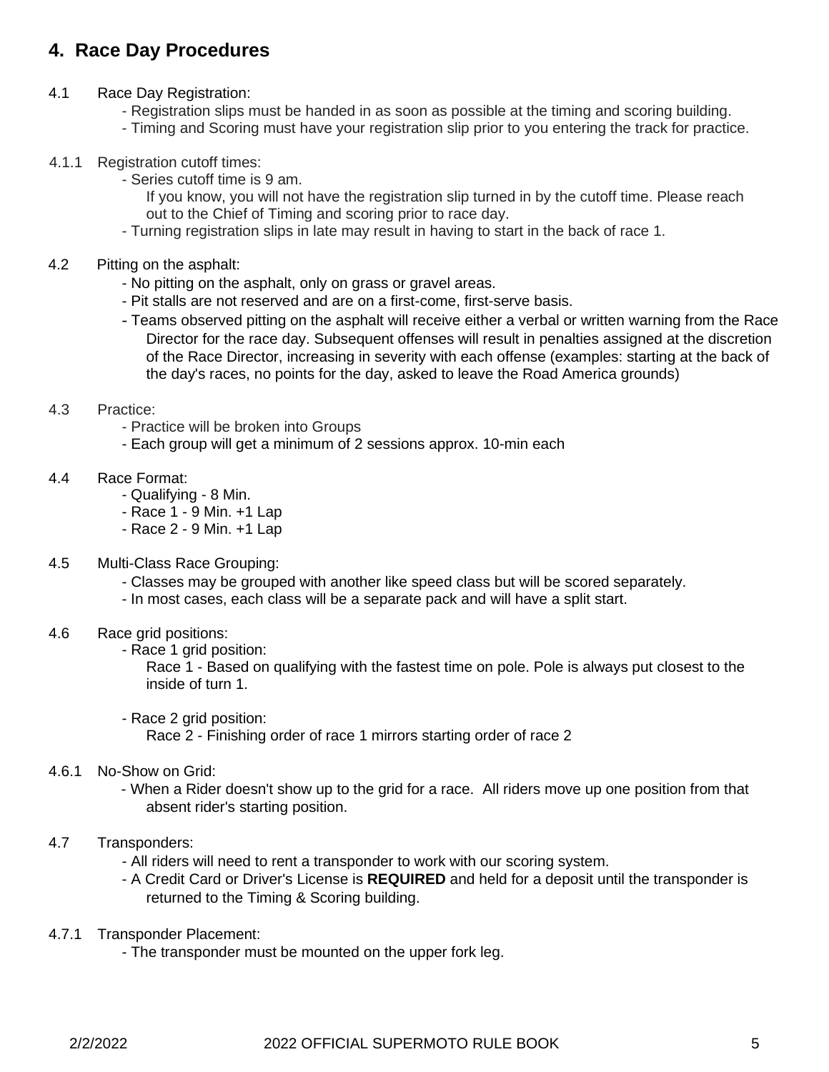## 4. Race Day Procedures

4.1 Race Day Registration:

- Registration slips must be handed in as soon as possible at the timing and scoring building.
- Timing and Scoring must have your registration slip prior to you entering the track for practice.

4.1.1 Registration cutoff times:

- Series cutoff time is 9 am.
  If you know, you will not have the registration slip turned in by the cutoff time. Please reach out to the Chief of Timing and scoring prior to race day.
- Turning registration slips in late may result in having to start in the back of race 1.

4.2 Pitting on the asphalt:

- No pitting on the asphalt, only on grass or gravel areas.
- Pit stalls are not reserved and are on a first-come, first-serve basis.
- Teams observed pitting on the asphalt will receive either a verbal or written warning from the Race Director for the race day. Subsequent offenses will result in penalties assigned at the discretion of the Race Director, increasing in severity with each offense (examples: starting at the back of the day's races, no points for the day, asked to leave the Road America grounds)

4.3 Practice:

- Practice will be broken into Groups
- Each group will get a minimum of 2 sessions approx. 10-min each

4.4 Race Format:

- Qualifying - 8 Min.
- Race 1 - 9 Min. +1 Lap
- Race 2 - 9 Min. +1 Lap

4.5 Multi-Class Race Grouping:

- Classes may be grouped with another like speed class but will be scored separately.
- In most cases, each class will be a separate pack and will have a split start.

4.6 Race grid positions:

- Race 1 grid position:
  Race 1 - Based on qualifying with the fastest time on pole. Pole is always put closest to the inside of turn 1.

- Race 2 grid position:
  Race 2 - Finishing order of race 1 mirrors starting order of race 2

4.6.1 No-Show on Grid:

- When a Rider doesn't show up to the grid for a race. All riders move up one position from that absent rider's starting position.

4.7 Transponders:

- All riders will need to rent a transponder to work with our scoring system.
- A Credit Card or Driver's License is **REQUIRED** and held for a deposit until the transponder is returned to the Timing & Scoring building.

4.7.1 Transponder Placement:

- The transponder must be mounted on the upper fork leg.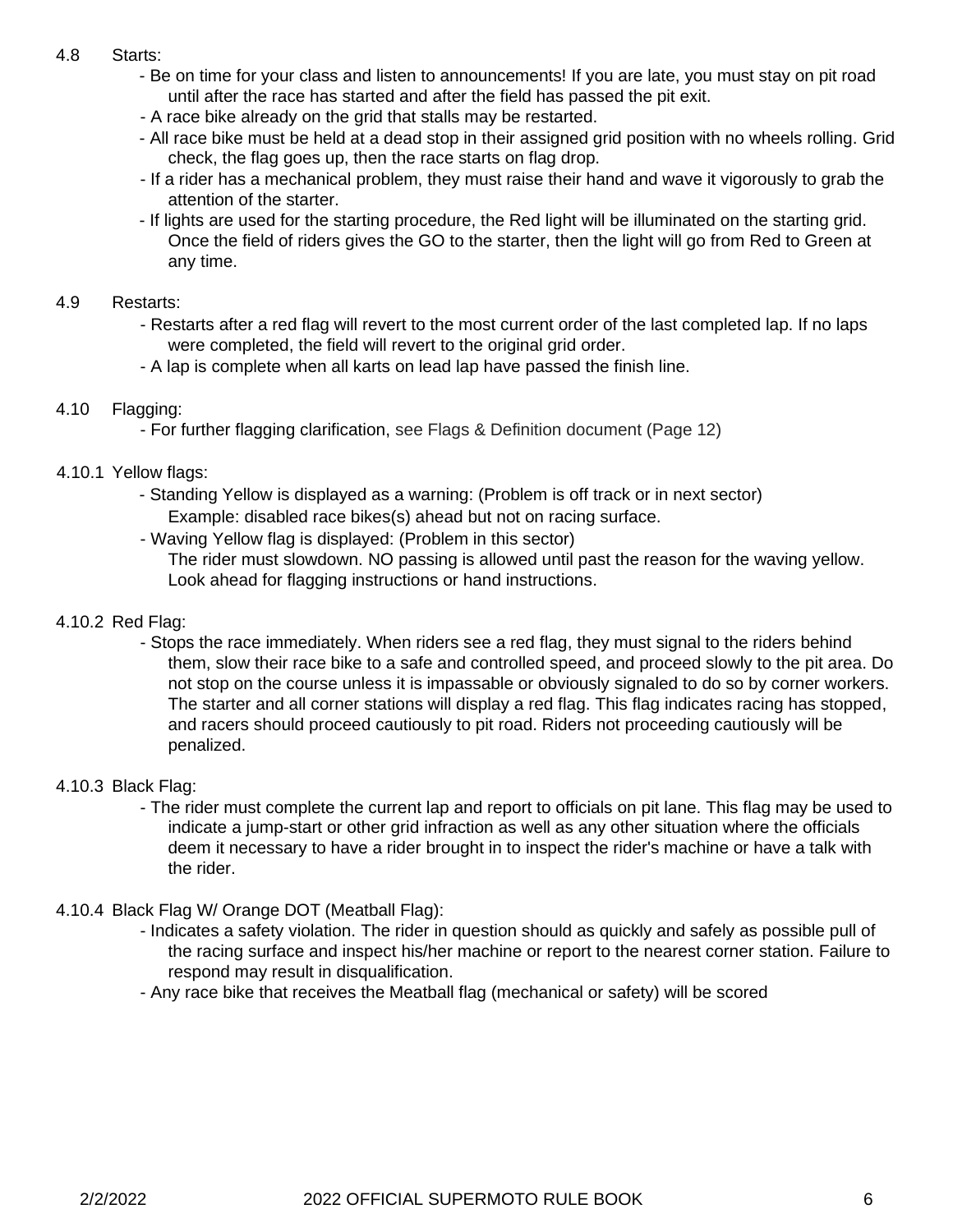4.8 Starts:

- Be on time for your class and listen to announcements! If you are late, you must stay on pit road until after the race has started and after the field has passed the pit exit.
- A race bike already on the grid that stalls may be restarted.
- All race bike must be held at a dead stop in their assigned grid position with no wheels rolling. Grid check, the flag goes up, then the race starts on flag drop.
- If a rider has a mechanical problem, they must raise their hand and wave it vigorously to grab the attention of the starter.
- If lights are used for the starting procedure, the Red light will be illuminated on the starting grid. Once the field of riders gives the GO to the starter, then the light will go from Red to Green at any time.

4.9 Restarts:

- Restarts after a red flag will revert to the most current order of the last completed lap. If no laps were completed, the field will revert to the original grid order.
- A lap is complete when all karts on lead lap have passed the finish line.

4.10 Flagging:

- For further flagging clarification, see Flags & Definition document (Page 12)

4.10.1 Yellow flags:

- Standing Yellow is displayed as a warning: (Problem is off track or in next sector)
  Example: disabled race bikes(s) ahead but not on racing surface.
- Waving Yellow flag is displayed: (Problem in this sector)
  The rider must slowdown. NO passing is allowed until past the reason for the waving yellow. Look ahead for flagging instructions or hand instructions.

4.10.2 Red Flag:

- Stops the race immediately. When riders see a red flag, they must signal to the riders behind them, slow their race bike to a safe and controlled speed, and proceed slowly to the pit area. Do not stop on the course unless it is impassable or obviously signaled to do so by corner workers. The starter and all corner stations will display a red flag. This flag indicates racing has stopped, and racers should proceed cautiously to pit road. Riders not proceeding cautiously will be penalized.

4.10.3 Black Flag:

- The rider must complete the current lap and report to officials on pit lane. This flag may be used to indicate a jump-start or other grid infraction as well as any other situation where the officials deem it necessary to have a rider brought in to inspect the rider's machine or have a talk with the rider.

4.10.4 Black Flag W/ Orange DOT (Meatball Flag):

- Indicates a safety violation. The rider in question should as quickly and safely as possible pull of the racing surface and inspect his/her machine or report to the nearest corner station. Failure to respond may result in disqualification.
- Any race bike that receives the Meatball flag (mechanical or safety) will be scored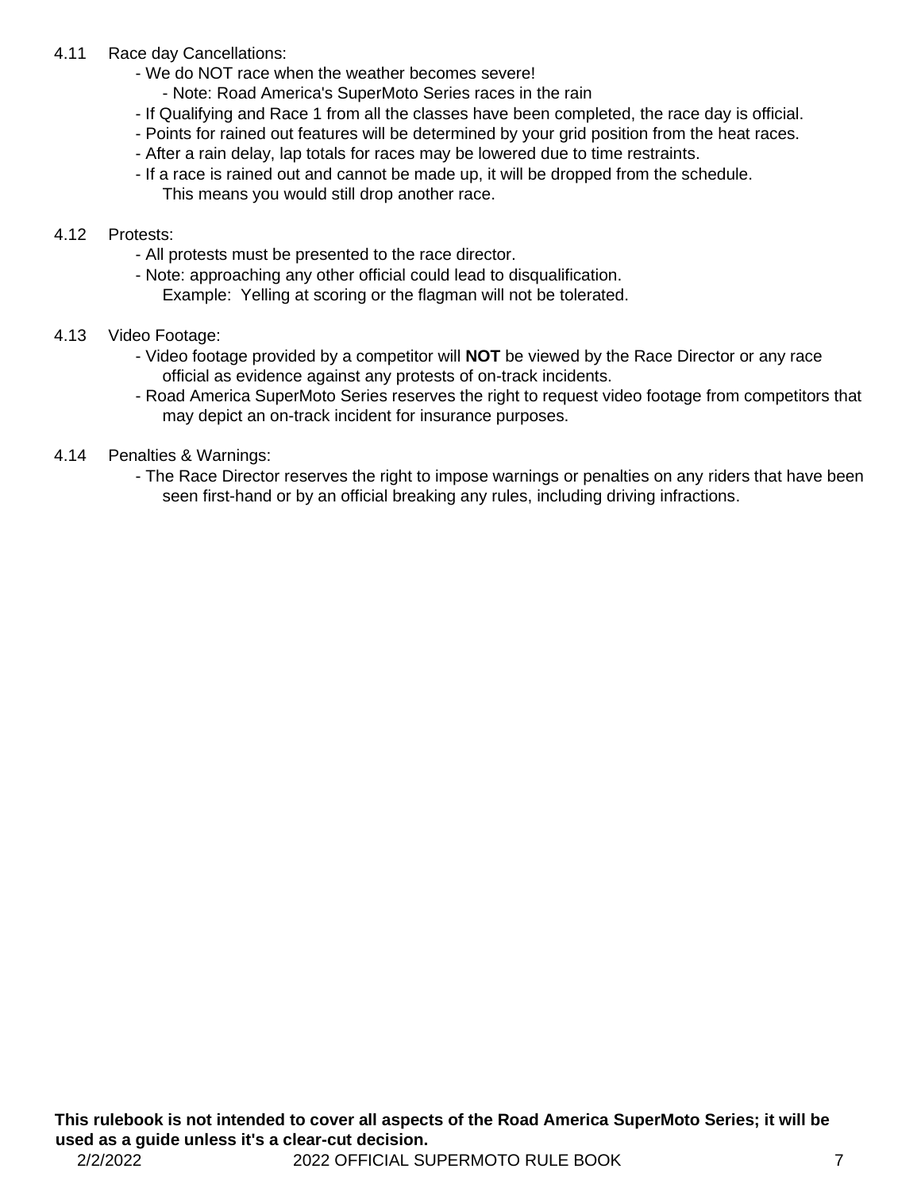4.11 Race day Cancellations:

- We do NOT race when the weather becomes severe!
  - Note: Road America's SuperMoto Series races in the rain
- If Qualifying and Race 1 from all the classes have been completed, the race day is official.
- Points for rained out features will be determined by your grid position from the heat races.
- After a rain delay, lap totals for races may be lowered due to time restraints.
- If a race is rained out and cannot be made up, it will be dropped from the schedule. This means you would still drop another race.

4.12 Protests:

- All protests must be presented to the race director.
- Note: approaching any other official could lead to disqualification. Example: Yelling at scoring or the flagman will not be tolerated.

4.13 Video Footage:

- Video footage provided by a competitor will **NOT** be viewed by the Race Director or any race official as evidence against any protests of on-track incidents.
- Road America SuperMoto Series reserves the right to request video footage from competitors that may depict an on-track incident for insurance purposes.

4.14 Penalties & Warnings:

- The Race Director reserves the right to impose warnings or penalties on any riders that have been seen first-hand or by an official breaking any rules, including driving infractions.

**This rulebook is not intended to cover all aspects of the Road America SuperMoto Series; it will be used as a guide unless it's a clear-cut decision.**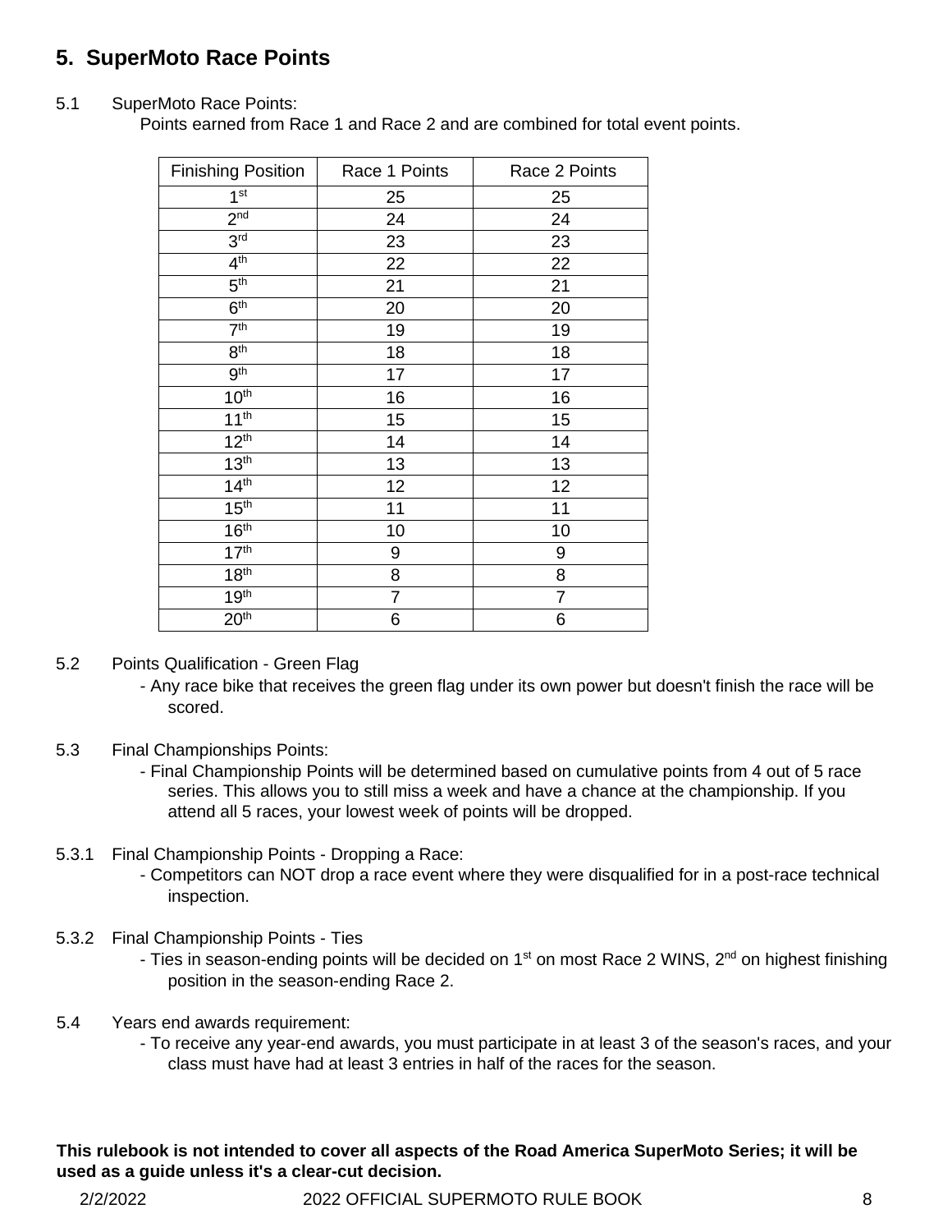## 5. SuperMoto Race Points

5.1 SuperMoto Race Points:

Points earned from Race 1 and Race 2 and are combined for total event points.

| Finishing Position | Race 1 Points | Race 2 Points |
|---|---|---|
| 1st | 25 | 25 |
| 2nd | 24 | 24 |
| 3rd | 23 | 23 |
| 4th | 22 | 22 |
| 5th | 21 | 21 |
| 6th | 20 | 20 |
| 7th | 19 | 19 |
| 8th | 18 | 18 |
| 9th | 17 | 17 |
| 10th | 16 | 16 |
| 11th | 15 | 15 |
| 12th | 14 | 14 |
| 13th | 13 | 13 |
| 14th | 12 | 12 |
| 15th | 11 | 11 |
| 16th | 10 | 10 |
| 17th | 9 | 9 |
| 18th | 8 | 8 |
| 19th | 7 | 7 |
| 20th | 6 | 6 |

5.2 Points Qualification - Green Flag

- Any race bike that receives the green flag under its own power but doesn't finish the race will be scored.

5.3 Final Championships Points:

- Final Championship Points will be determined based on cumulative points from 4 out of 5 race series. This allows you to still miss a week and have a chance at the championship. If you attend all 5 races, your lowest week of points will be dropped.

5.3.1 Final Championship Points - Dropping a Race:

- Competitors can NOT drop a race event where they were disqualified for in a post-race technical inspection.

5.3.2 Final Championship Points - Ties

- Ties in season-ending points will be decided on 1st on most Race 2 WINS, 2nd on highest finishing position in the season-ending Race 2.

5.4 Years end awards requirement:

- To receive any year-end awards, you must participate in at least 3 of the season's races, and your class must have had at least 3 entries in half of the races for the season.

**This rulebook is not intended to cover all aspects of the Road America SuperMoto Series; it will be used as a guide unless it's a clear-cut decision.**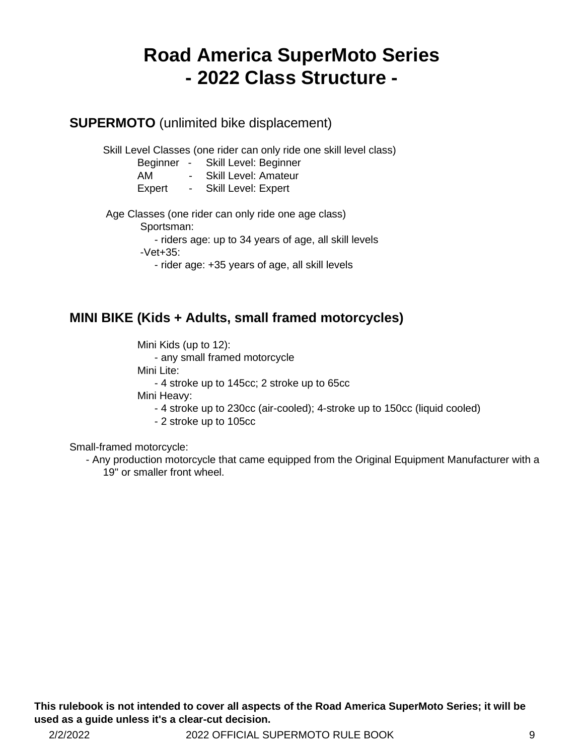# Road America SuperMoto Series
# - 2022 Class Structure -

**SUPERMOTO** (unlimited bike displacement)

Skill Level Classes (one rider can only ride one skill level class)

- Beginner - Skill Level: Beginner
- AM - Skill Level: Amateur
- Expert - Skill Level: Expert

Age Classes (one rider can only ride one age class)

- Sportsman:
  - riders age: up to 34 years of age, all skill levels
- -Vet+35:
  - rider age: +35 years of age, all skill levels

**MINI BIKE (Kids + Adults, small framed motorcycles)**

- Mini Kids (up to 12):
  - any small framed motorcycle
- Mini Lite:
  - 4 stroke up to 145cc; 2 stroke up to 65cc
- Mini Heavy:
  - 4 stroke up to 230cc (air-cooled); 4-stroke up to 150cc (liquid cooled)
  - 2 stroke up to 105cc

Small-framed motorcycle:

- Any production motorcycle that came equipped from the Original Equipment Manufacturer with a 19" or smaller front wheel.

**This rulebook is not intended to cover all aspects of the Road America SuperMoto Series; it will be used as a guide unless it's a clear-cut decision.**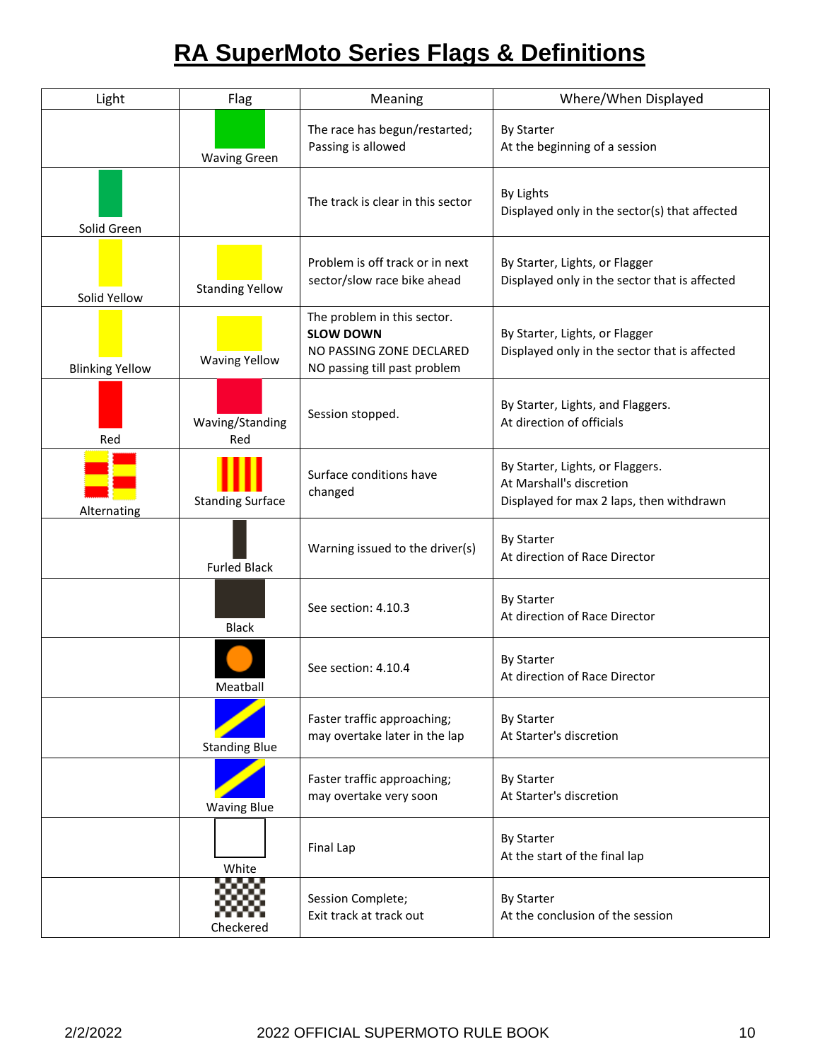# RA SuperMoto Series Flags & Definitions

| Light | Flag | Meaning | Where/When Displayed |
|---|---|---|---|
| | Waving Green | The race has begun/restarted; Passing is allowed | By Starter<br>At the beginning of a session |
| Solid Green | | The track is clear in this sector | By Lights<br>Displayed only in the sector(s) that affected |
| Solid Yellow | Standing Yellow | Problem is off track or in next sector/slow race bike ahead | By Starter, Lights, or Flagger<br>Displayed only in the sector that is affected |
| Blinking Yellow | Waving Yellow | The problem in this sector.<br>**SLOW DOWN**<br>NO PASSING ZONE DECLARED<br>NO passing till past problem | By Starter, Lights, or Flagger<br>Displayed only in the sector that is affected |
| Red | Waving/Standing Red | Session stopped. | By Starter, Lights, and Flaggers.<br>At direction of officials |
| Alternating | Standing Surface | Surface conditions have changed | By Starter, Lights, or Flaggers.<br>At Marshall's discretion<br>Displayed for max 2 laps, then withdrawn |
| | Furled Black | Warning issued to the driver(s) | By Starter<br>At direction of Race Director |
| | Black | See section: 4.10.3 | By Starter<br>At direction of Race Director |
| | Meatball | See section: 4.10.4 | By Starter<br>At direction of Race Director |
| | Standing Blue | Faster traffic approaching; may overtake later in the lap | By Starter<br>At Starter's discretion |
| | Waving Blue | Faster traffic approaching; may overtake very soon | By Starter<br>At Starter's discretion |
| | White | Final Lap | By Starter<br>At the start of the final lap |
| | Checkered | Session Complete; Exit track at track out | By Starter<br>At the conclusion of the session |